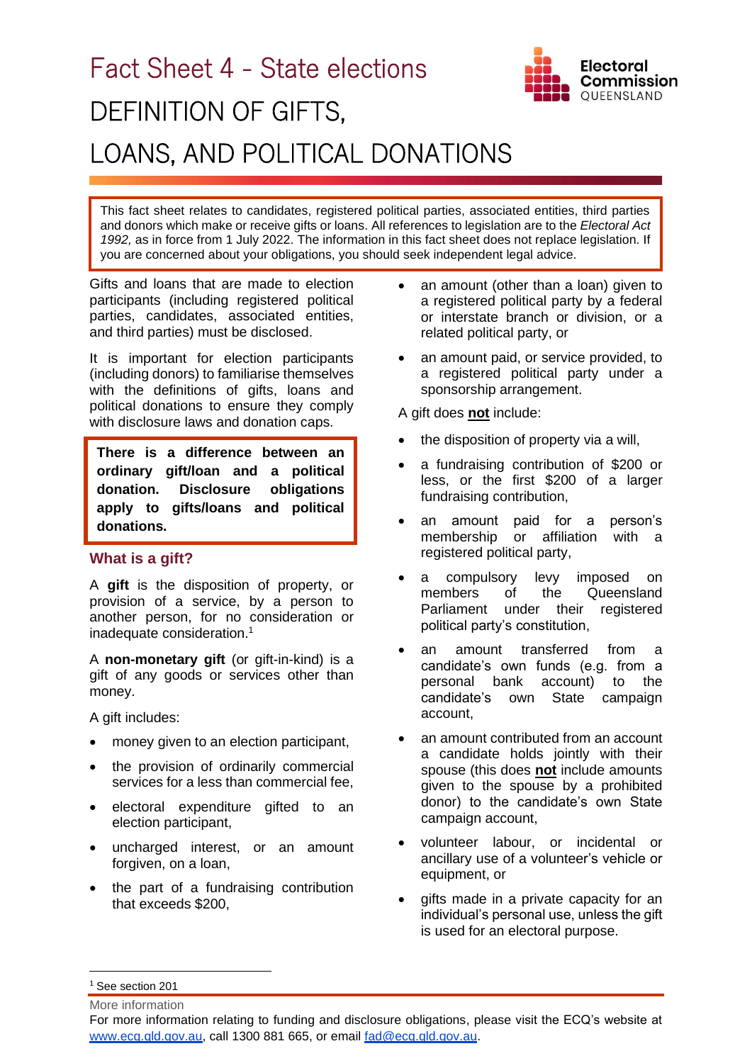# Fact Sheet 4 - State elections

# DEFINITION OF GIFTS, LOANS, AND POLITICAL DONATIONS

This fact sheet relates to candidates, registered political parties, associated entities, third parties and donors which make or receive gifts or loans. All references to legislation are to the *Electoral Act 1992,* as in force from 1 July 2022. The information in this fact sheet does not replace legislation. If you are concerned about your obligations, you should seek independent legal advice.

Gifts and loans that are made to election participants (including registered political parties, candidates, associated entities, and third parties) must be disclosed.

It is important for election participants (including donors) to familiarise themselves with the definitions of gifts, loans and political donations to ensure they comply with disclosure laws and donation caps.

**There is a difference between an ordinary gift/loan and a political donation. Disclosure obligations apply to gifts/loans and political donations.**

## What is a gift?

A **gift** is the disposition of property, or provision of a service, by a person to another person, for no consideration or inadequate consideration.[1]

A **non-monetary gift** (or gift-in-kind) is a gift of any goods or services other than money.

A gift includes:

- money given to an election participant,
- the provision of ordinarily commercial services for a less than commercial fee,
- electoral expenditure gifted to an election participant,
- uncharged interest, or an amount forgiven, on a loan,
- the part of a fundraising contribution that exceeds $200,
- an amount (other than a loan) given to a registered political party by a federal or interstate branch or division, or a related political party, or
- an amount paid, or service provided, to a registered political party under a sponsorship arrangement.

A gift does **not** include:

- the disposition of property via a will,
- a fundraising contribution of $200 or less, or the first $200 of a larger fundraising contribution,
- an amount paid for a person's membership or affiliation with a registered political party,
- a compulsory levy imposed on members of the Queensland Parliament under their registered political party's constitution,
- an amount transferred from a candidate's own funds (e.g. from a personal bank account) to the candidate's own State campaign account,
- an amount contributed from an account a candidate holds jointly with their spouse (this does **not** include amounts given to the spouse by a prohibited donor) to the candidate's own State campaign account,
- volunteer labour, or incidental or ancillary use of a volunteer's vehicle or equipment, or
- gifts made in a private capacity for an individual's personal use, unless the gift is used for an electoral purpose.

[1] See section 201

More information

For more information relating to funding and disclosure obligations, please visit the ECQ's website at www.ecq.qld.gov.au, call 1300 881 665, or email fad@ecq.qld.gov.au.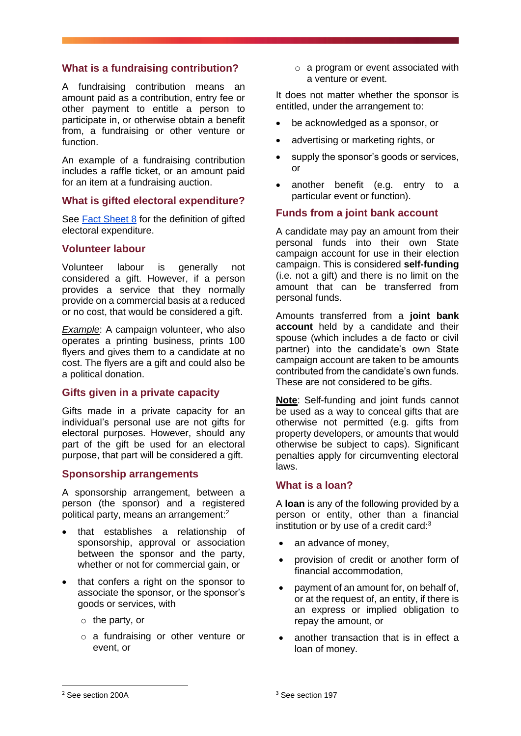## What is a fundraising contribution?

A fundraising contribution means an amount paid as a contribution, entry fee or other payment to entitle a person to participate in, or otherwise obtain a benefit from, a fundraising or other venture or function.

An example of a fundraising contribution includes a raffle ticket, or an amount paid for an item at a fundraising auction.

## What is gifted electoral expenditure?

See Fact Sheet 8 for the definition of gifted electoral expenditure.

## Volunteer labour

Volunteer labour is generally not considered a gift. However, if a person provides a service that they normally provide on a commercial basis at a reduced or no cost, that would be considered a gift.

*__Example__*: A campaign volunteer, who also operates a printing business, prints 100 flyers and gives them to a candidate at no cost. The flyers are a gift and could also be a political donation.

## Gifts given in a private capacity

Gifts made in a private capacity for an individual's personal use are not gifts for electoral purposes. However, should any part of the gift be used for an electoral purpose, that part will be considered a gift.

## Sponsorship arrangements

A sponsorship arrangement, between a person (the sponsor) and a registered political party, means an arrangement:[2]

- that establishes a relationship of sponsorship, approval or association between the sponsor and the party, whether or not for commercial gain, or
- that confers a right on the sponsor to associate the sponsor, or the sponsor's goods or services, with
  - the party, or
  - a fundraising or other venture or event, or
  - a program or event associated with a venture or event.

It does not matter whether the sponsor is entitled, under the arrangement to:

- be acknowledged as a sponsor, or
- advertising or marketing rights, or
- supply the sponsor's goods or services, or
- another benefit (e.g. entry to a particular event or function).

## Funds from a joint bank account

A candidate may pay an amount from their personal funds into their own State campaign account for use in their election campaign. This is considered **self-funding** (i.e. not a gift) and there is no limit on the amount that can be transferred from personal funds.

Amounts transferred from a **joint bank account** held by a candidate and their spouse (which includes a de facto or civil partner) into the candidate's own State campaign account are taken to be amounts contributed from the candidate's own funds. These are not considered to be gifts.

**__Note__**: Self-funding and joint funds cannot be used as a way to conceal gifts that are otherwise not permitted (e.g. gifts from property developers, or amounts that would otherwise be subject to caps). Significant penalties apply for circumventing electoral laws.

## What is a loan?

A **loan** is any of the following provided by a person or entity, other than a financial institution or by use of a credit card:[3]

- an advance of money,
- provision of credit or another form of financial accommodation,
- payment of an amount for, on behalf of, or at the request of, an entity, if there is an express or implied obligation to repay the amount, or
- another transaction that is in effect a loan of money.

---

[2] See section 200A

[3] See section 197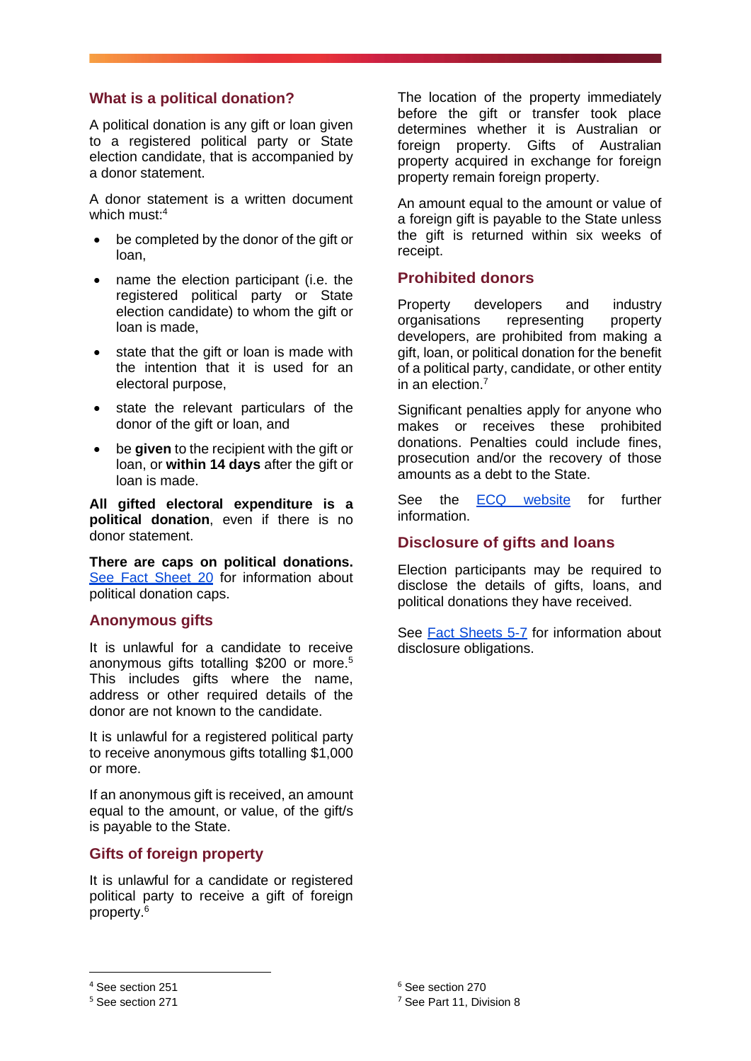## What is a political donation?

A political donation is any gift or loan given to a registered political party or State election candidate, that is accompanied by a donor statement.

A donor statement is a written document which must:[4]

- be completed by the donor of the gift or loan,
- name the election participant (i.e. the registered political party or State election candidate) to whom the gift or loan is made,
- state that the gift or loan is made with the intention that it is used for an electoral purpose,
- state the relevant particulars of the donor of the gift or loan, and
- be **given** to the recipient with the gift or loan, or **within 14 days** after the gift or loan is made.

**All gifted electoral expenditure is a political donation**, even if there is no donor statement.

**There are caps on political donations.** See Fact Sheet 20 for information about political donation caps.

## Anonymous gifts

It is unlawful for a candidate to receive anonymous gifts totalling $200 or more.[5] This includes gifts where the name, address or other required details of the donor are not known to the candidate.

It is unlawful for a registered political party to receive anonymous gifts totalling $1,000 or more.

If an anonymous gift is received, an amount equal to the amount, or value, of the gift/s is payable to the State.

## Gifts of foreign property

It is unlawful for a candidate or registered political party to receive a gift of foreign property.[6]

The location of the property immediately before the gift or transfer took place determines whether it is Australian or foreign property. Gifts of Australian property acquired in exchange for foreign property remain foreign property.

An amount equal to the amount or value of a foreign gift is payable to the State unless the gift is returned within six weeks of receipt.

## Prohibited donors

Property developers and industry organisations representing property developers, are prohibited from making a gift, loan, or political donation for the benefit of a political party, candidate, or other entity in an election.[7]

Significant penalties apply for anyone who makes or receives these prohibited donations. Penalties could include fines, prosecution and/or the recovery of those amounts as a debt to the State.

See the ECQ website for further information.

## Disclosure of gifts and loans

Election participants may be required to disclose the details of gifts, loans, and political donations they have received.

See Fact Sheets 5-7 for information about disclosure obligations.

---

[4] See section 251

[5] See section 271

[6] See section 270

[7] See Part 11, Division 8